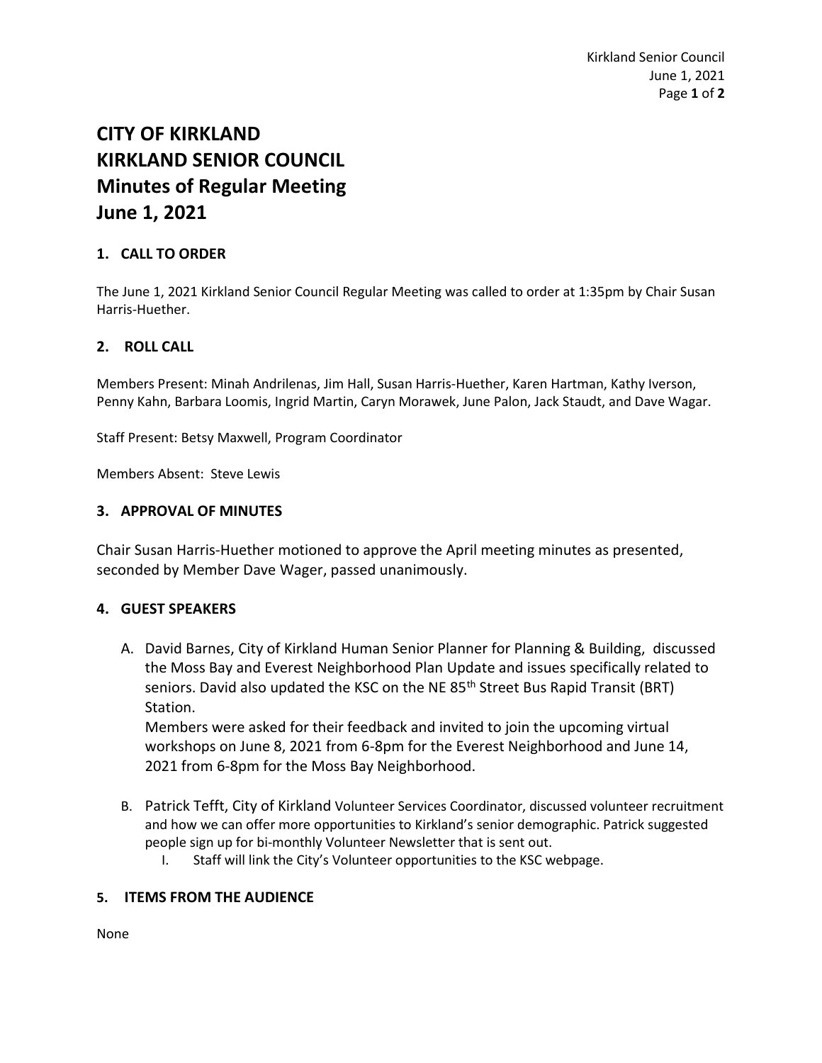# CITY OF KIRKLAND
# KIRKLAND SENIOR COUNCIL
# Minutes of Regular Meeting
# June 1, 2021

## 1. CALL TO ORDER

The June 1, 2021 Kirkland Senior Council Regular Meeting was called to order at 1:35pm by Chair Susan Harris-Huether.

## 2. ROLL CALL

Members Present: Minah Andrilenas, Jim Hall, Susan Harris-Huether, Karen Hartman, Kathy Iverson, Penny Kahn, Barbara Loomis, Ingrid Martin, Caryn Morawek, June Palon, Jack Staudt, and Dave Wagar.

Staff Present: Betsy Maxwell, Program Coordinator

Members Absent: Steve Lewis

## 3. APPROVAL OF MINUTES

Chair Susan Harris-Huether motioned to approve the April meeting minutes as presented, seconded by Member Dave Wager, passed unanimously.

## 4. GUEST SPEAKERS

A. David Barnes, City of Kirkland Human Senior Planner for Planning & Building, discussed the Moss Bay and Everest Neighborhood Plan Update and issues specifically related to seniors. David also updated the KSC on the NE 85th Street Bus Rapid Transit (BRT) Station.
   Members were asked for their feedback and invited to join the upcoming virtual workshops on June 8, 2021 from 6-8pm for the Everest Neighborhood and June 14, 2021 from 6-8pm for the Moss Bay Neighborhood.

B. Patrick Tefft, City of Kirkland Volunteer Services Coordinator, discussed volunteer recruitment and how we can offer more opportunities to Kirkland's senior demographic. Patrick suggested people sign up for bi-monthly Volunteer Newsletter that is sent out.
   I. Staff will link the City's Volunteer opportunities to the KSC webpage.

## 5. ITEMS FROM THE AUDIENCE

None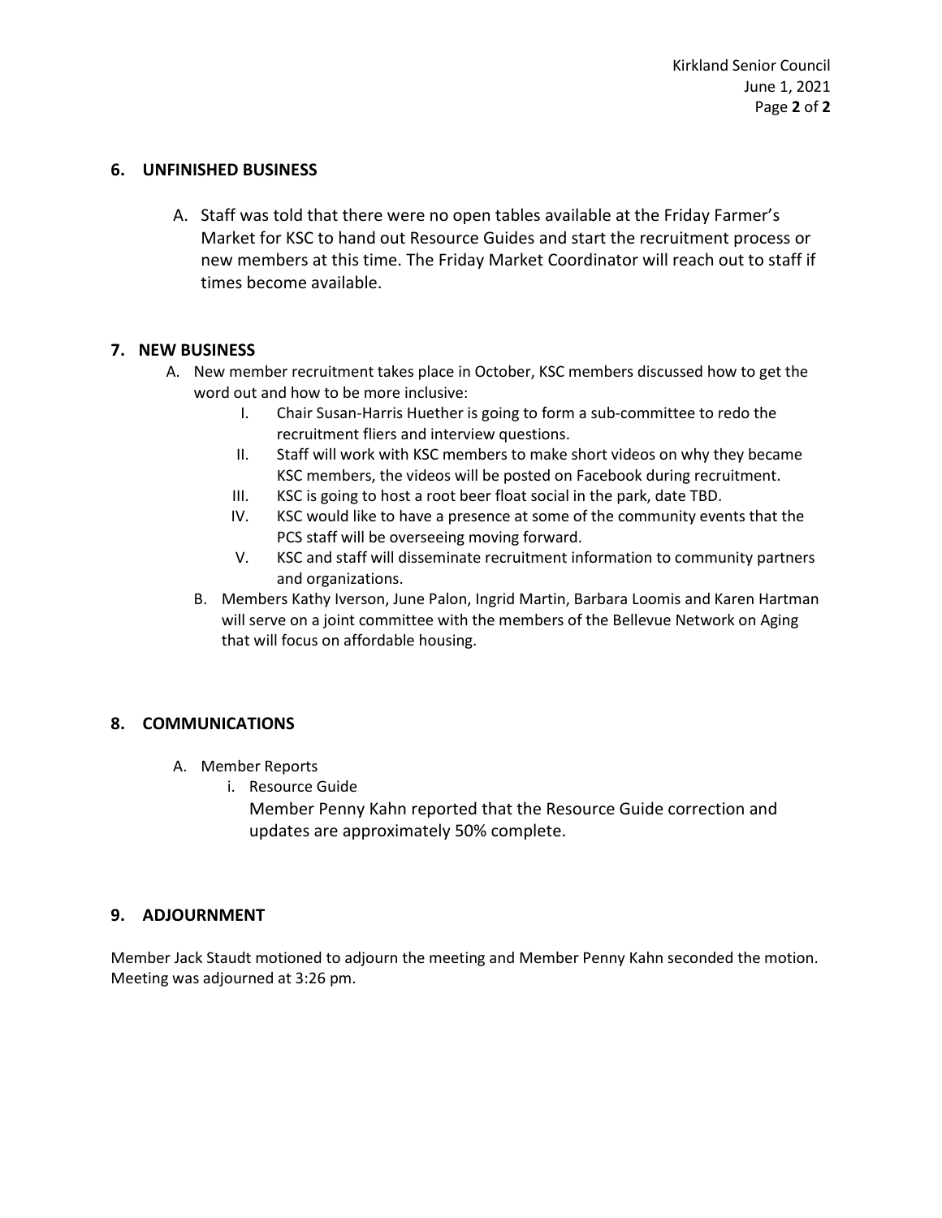## 6. UNFINISHED BUSINESS

A. Staff was told that there were no open tables available at the Friday Farmer's Market for KSC to hand out Resource Guides and start the recruitment process or new members at this time. The Friday Market Coordinator will reach out to staff if times become available.

## 7. NEW BUSINESS

A. New member recruitment takes place in October, KSC members discussed how to get the word out and how to be more inclusive:
   - I. Chair Susan-Harris Huether is going to form a sub-committee to redo the recruitment fliers and interview questions.
   - II. Staff will work with KSC members to make short videos on why they became KSC members, the videos will be posted on Facebook during recruitment.
   - III. KSC is going to host a root beer float social in the park, date TBD.
   - IV. KSC would like to have a presence at some of the community events that the PCS staff will be overseeing moving forward.
   - V. KSC and staff will disseminate recruitment information to community partners and organizations.

B. Members Kathy Iverson, June Palon, Ingrid Martin, Barbara Loomis and Karen Hartman will serve on a joint committee with the members of the Bellevue Network on Aging that will focus on affordable housing.

## 8. COMMUNICATIONS

A. Member Reports
   - i. Resource Guide

     Member Penny Kahn reported that the Resource Guide correction and updates are approximately 50% complete.

## 9. ADJOURNMENT

Member Jack Staudt motioned to adjourn the meeting and Member Penny Kahn seconded the motion. Meeting was adjourned at 3:26 pm.